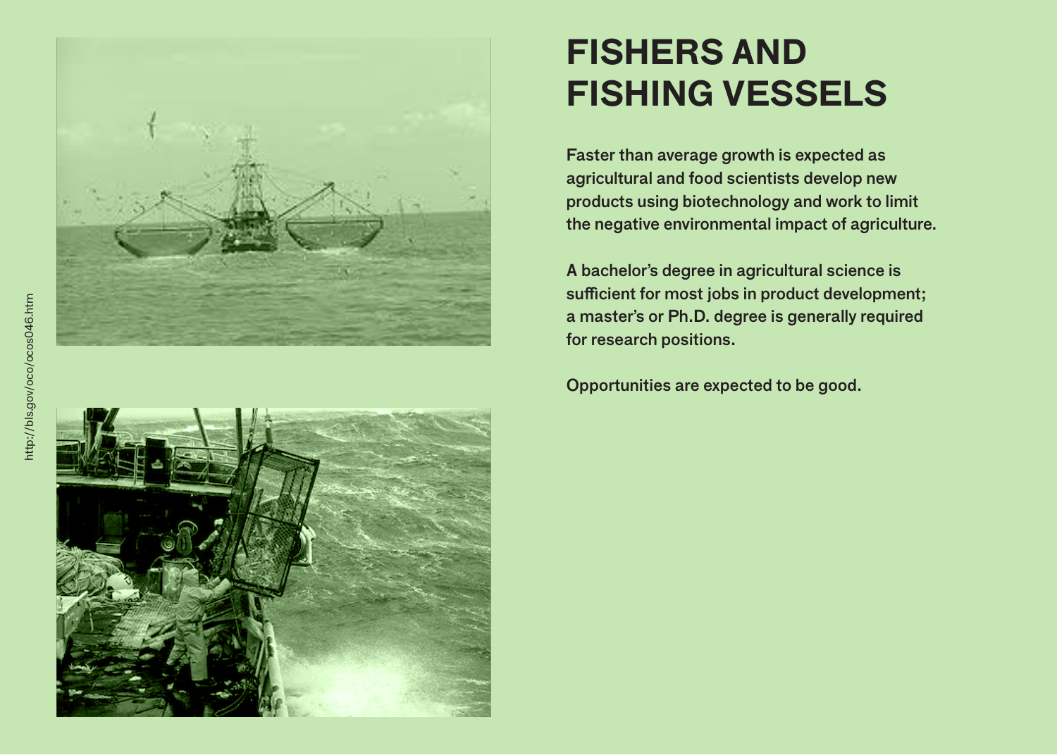# FISHERS AND FISHING VESSELS

Faster than average growth is expected as agricultural and food scientists develop new products using biotechnology and work to limit the negative environmental impact of agriculture.

A bachelor's degree in agricultural science is sufficient for most jobs in product development; a master's or Ph.D. degree is generally required for research positions.

Opportunities are expected to be good.

http://bls.gov/oco/ocos046.htm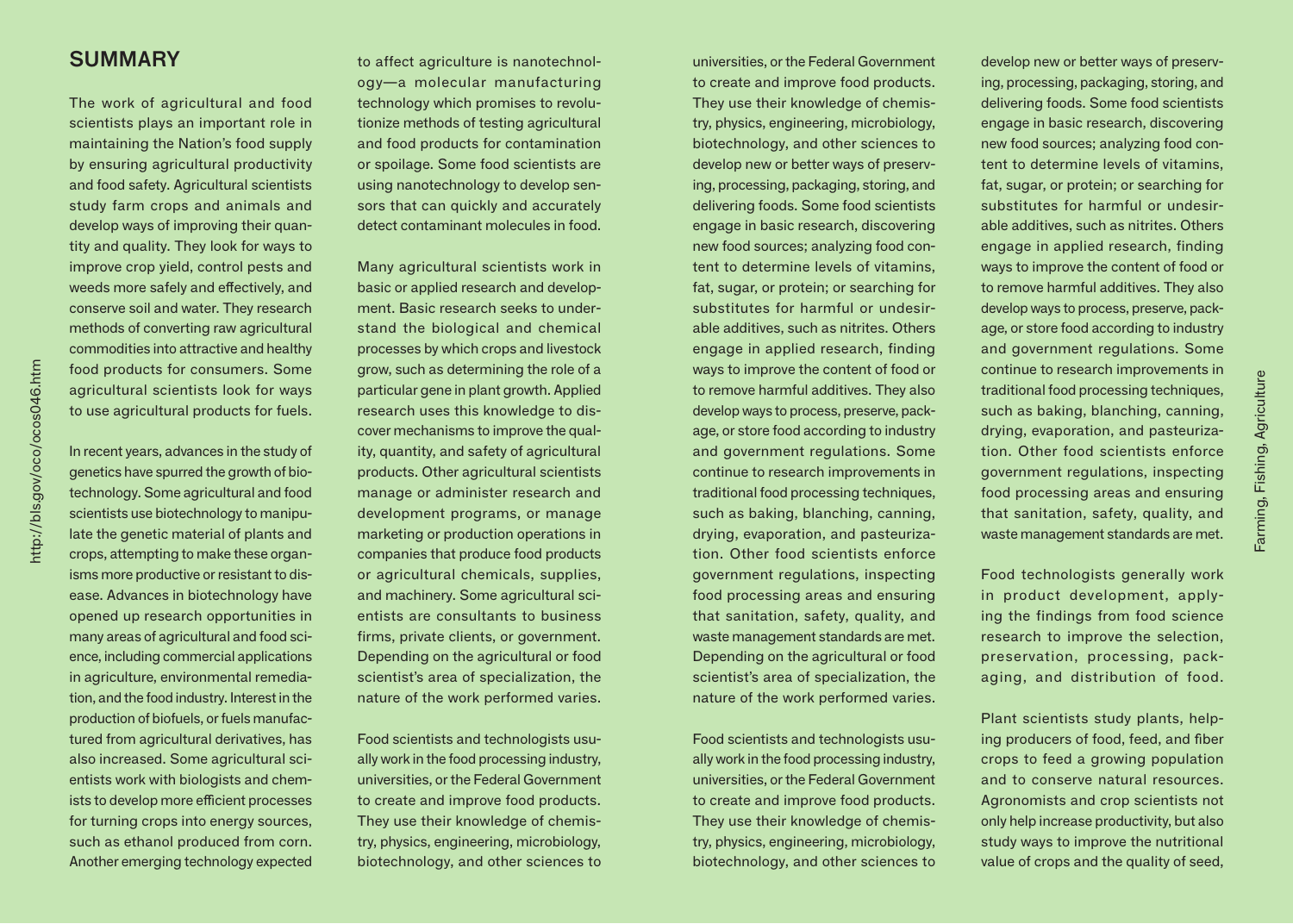## SUMMARY

The work of agricultural and food scientists plays an important role in maintaining the Nation's food supply by ensuring agricultural productivity and food safety. Agricultural scientists study farm crops and animals and develop ways of improving their quantity and quality. They look for ways to improve crop yield, control pests and weeds more safely and effectively, and conserve soil and water. They research methods of converting raw agricultural commodities into attractive and healthy food products for consumers. Some agricultural scientists look for ways to use agricultural products for fuels.

In recent years, advances in the study of genetics have spurred the growth of biotechnology. Some agricultural and food scientists use biotechnology to manipulate the genetic material of plants and crops, attempting to make these organisms more productive or resistant to disease. Advances in biotechnology have opened up research opportunities in many areas of agricultural and food science, including commercial applications in agriculture, environmental remediation, and the food industry. Interest in the production of biofuels, or fuels manufactured from agricultural derivatives, has also increased. Some agricultural scientists work with biologists and chemists to develop more efficient processes for turning crops into energy sources, such as ethanol produced from corn. Another emerging technology expected to affect agriculture is nanotechnology—a molecular manufacturing technology which promises to revolutionize methods of testing agricultural and food products for contamination or spoilage. Some food scientists are using nanotechnology to develop sensors that can quickly and accurately detect contaminant molecules in food.

Many agricultural scientists work in basic or applied research and development. Basic research seeks to understand the biological and chemical processes by which crops and livestock grow, such as determining the role of a particular gene in plant growth. Applied research uses this knowledge to discover mechanisms to improve the quality, quantity, and safety of agricultural products. Other agricultural scientists manage or administer research and development programs, or manage marketing or production operations in companies that produce food products or agricultural chemicals, supplies, and machinery. Some agricultural scientists are consultants to business firms, private clients, or government. Depending on the agricultural or food scientist's area of specialization, the nature of the work performed varies.

Food scientists and technologists usually work in the food processing industry, universities, or the Federal Government to create and improve food products. They use their knowledge of chemistry, physics, engineering, microbiology, biotechnology, and other sciences to universities, or the Federal Government to create and improve food products. They use their knowledge of chemistry, physics, engineering, microbiology, biotechnology, and other sciences to develop new or better ways of preserving, processing, packaging, storing, and delivering foods. Some food scientists engage in basic research, discovering new food sources; analyzing food content to determine levels of vitamins, fat, sugar, or protein; or searching for substitutes for harmful or undesirable additives, such as nitrites. Others engage in applied research, finding ways to improve the content of food or to remove harmful additives. They also develop ways to process, preserve, package, or store food according to industry and government regulations. Some continue to research improvements in traditional food processing techniques, such as baking, blanching, canning, drying, evaporation, and pasteurization. Other food scientists enforce government regulations, inspecting food processing areas and ensuring that sanitation, safety, quality, and waste management standards are met. Depending on the agricultural or food scientist's area of specialization, the nature of the work performed varies.

Food scientists and technologists usually work in the food processing industry, universities, or the Federal Government to create and improve food products. They use their knowledge of chemistry, physics, engineering, microbiology, biotechnology, and other sciences to develop new or better ways of preserving, processing, packaging, storing, and delivering foods. Some food scientists engage in basic research, discovering new food sources; analyzing food content to determine levels of vitamins, fat, sugar, or protein; or searching for substitutes for harmful or undesirable additives, such as nitrites. Others engage in applied research, finding ways to improve the content of food or to remove harmful additives. They also develop ways to process, preserve, package, or store food according to industry and government regulations. Some continue to research improvements in traditional food processing techniques, such as baking, blanching, canning, drying, evaporation, and pasteurization. Other food scientists enforce government regulations, inspecting food processing areas and ensuring that sanitation, safety, quality, and waste management standards are met.

Food technologists generally work in product development, applying the findings from food science research to improve the selection, preservation, processing, packaging, and distribution of food.

Plant scientists study plants, helping producers of food, feed, and fiber crops to feed a growing population and to conserve natural resources. Agronomists and crop scientists not only help increase productivity, but also study ways to improve the nutritional value of crops and the quality of seed,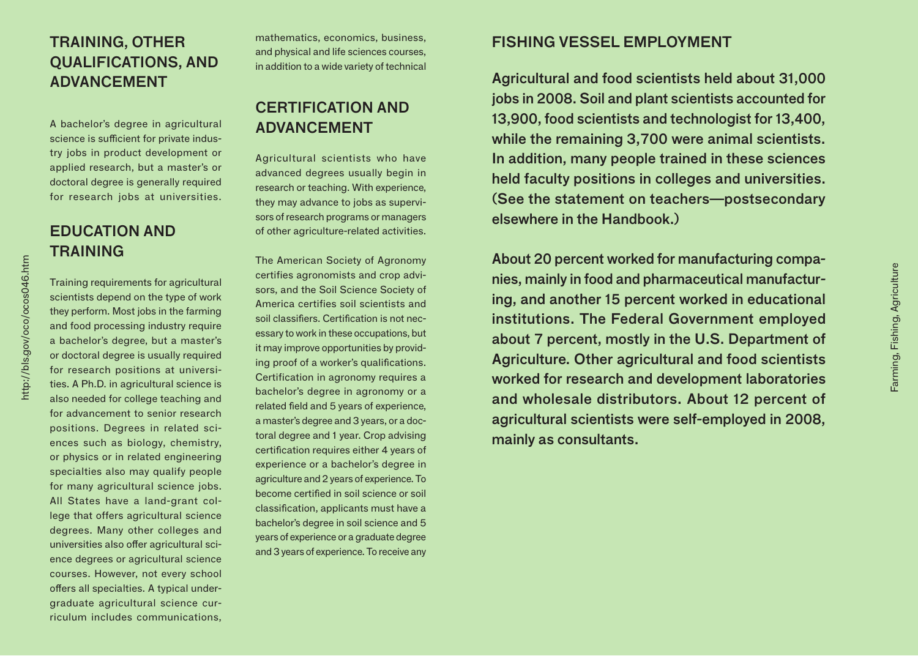## TRAINING, OTHER QUALIFICATIONS, AND ADVANCEMENT

A bachelor's degree in agricultural science is sufficient for private industry jobs in product development or applied research, but a master's or doctoral degree is generally required for research jobs at universities.

## EDUCATION AND TRAINING

Training requirements for agricultural scientists depend on the type of work they perform. Most jobs in the farming and food processing industry require a bachelor's degree, but a master's or doctoral degree is usually required for research positions at universities. A Ph.D. in agricultural science is also needed for college teaching and for advancement to senior research positions. Degrees in related sciences such as biology, chemistry, or physics or in related engineering specialties also may qualify people for many agricultural science jobs. All States have a land-grant college that offers agricultural science degrees. Many other colleges and universities also offer agricultural science degrees or agricultural science courses. However, not every school offers all specialties. A typical undergraduate agricultural science curriculum includes communications, mathematics, economics, business, and physical and life sciences courses, in addition to a wide variety of technical

## CERTIFICATION AND ADVANCEMENT

Agricultural scientists who have advanced degrees usually begin in research or teaching. With experience, they may advance to jobs as supervisors of research programs or managers of other agriculture-related activities.

The American Society of Agronomy certifies agronomists and crop advisors, and the Soil Science Society of America certifies soil scientists and soil classifiers. Certification is not necessary to work in these occupations, but it may improve opportunities by providing proof of a worker's qualifications. Certification in agronomy requires a bachelor's degree in agronomy or a related field and 5 years of experience, a master's degree and 3 years, or a doctoral degree and 1 year. Crop advising certification requires either 4 years of experience or a bachelor's degree in agriculture and 2 years of experience. To become certified in soil science or soil classification, applicants must have a bachelor's degree in soil science and 5 years of experience or a graduate degree and 3 years of experience. To receive any

## FISHING VESSEL EMPLOYMENT

Agricultural and food scientists held about 31,000 jobs in 2008. Soil and plant scientists accounted for 13,900, food scientists and technologist for 13,400, while the remaining 3,700 were animal scientists. In addition, many people trained in these sciences held faculty positions in colleges and universities. (See the statement on teachers—postsecondary elsewhere in the Handbook.)

About 20 percent worked for manufacturing companies, mainly in food and pharmaceutical manufacturing, and another 15 percent worked in educational institutions. The Federal Government employed about 7 percent, mostly in the U.S. Department of Agriculture. Other agricultural and food scientists worked for research and development laboratories and wholesale distributors. About 12 percent of agricultural scientists were self-employed in 2008, mainly as consultants.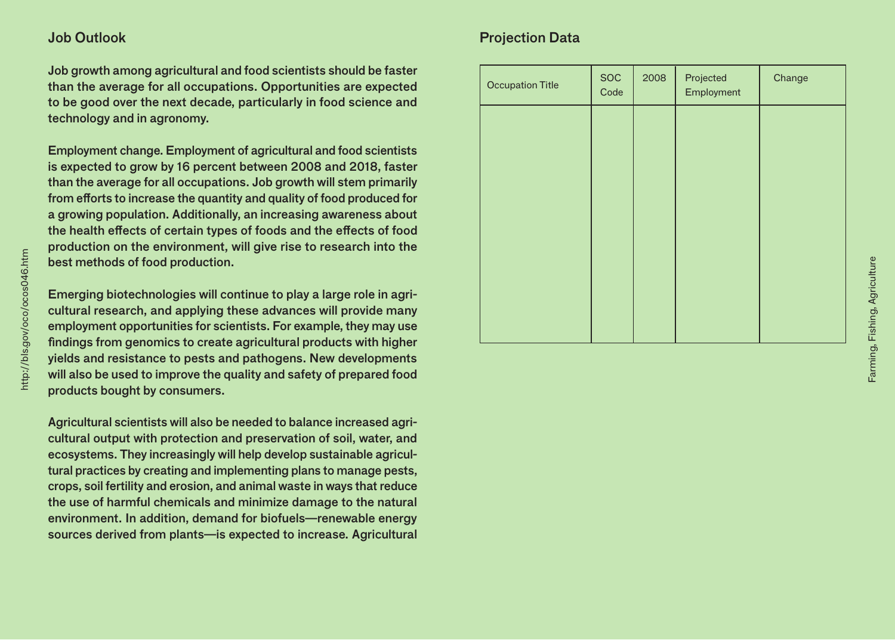## Job Outlook

Job growth among agricultural and food scientists should be faster than the average for all occupations. Opportunities are expected to be good over the next decade, particularly in food science and technology and in agronomy.

Employment change. Employment of agricultural and food scientists is expected to grow by 16 percent between 2008 and 2018, faster than the average for all occupations. Job growth will stem primarily from efforts to increase the quantity and quality of food produced for a growing population. Additionally, an increasing awareness about the health effects of certain types of foods and the effects of food production on the environment, will give rise to research into the best methods of food production.

Emerging biotechnologies will continue to play a large role in agricultural research, and applying these advances will provide many employment opportunities for scientists. For example, they may use findings from genomics to create agricultural products with higher yields and resistance to pests and pathogens. New developments will also be used to improve the quality and safety of prepared food products bought by consumers.

Agricultural scientists will also be needed to balance increased agricultural output with protection and preservation of soil, water, and ecosystems. They increasingly will help develop sustainable agricultural practices by creating and implementing plans to manage pests, crops, soil fertility and erosion, and animal waste in ways that reduce the use of harmful chemicals and minimize damage to the natural environment. In addition, demand for biofuels—renewable energy sources derived from plants—is expected to increase. Agricultural

## Projection Data

| Occupation Title | SOC Code | 2008 | Projected Employment | Change |
|---|---|---|---|---|
| | | | | |